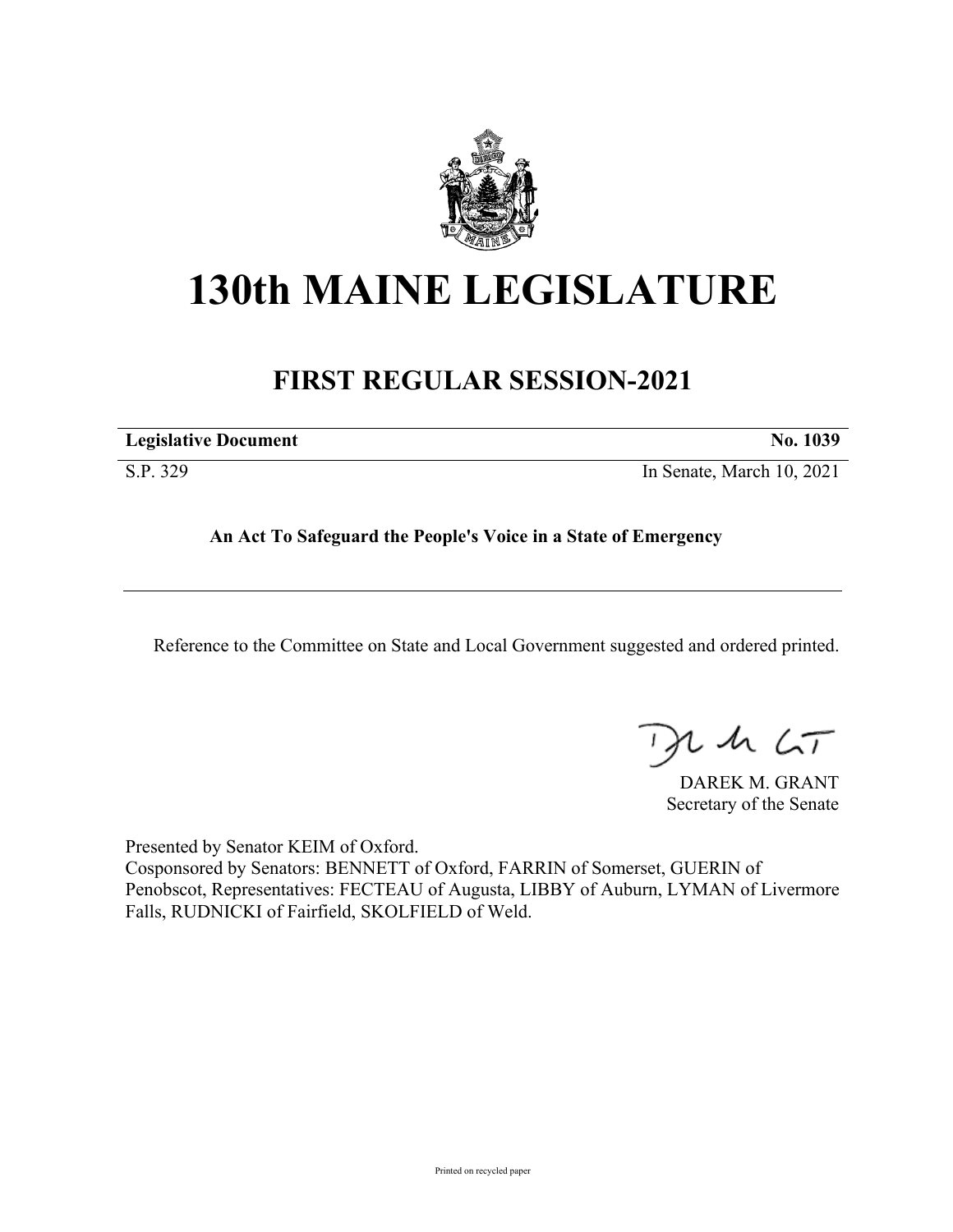# 130th MAINE LEGISLATURE

## FIRST REGULAR SESSION-2021

| **Legislative Document** | **No. 1039** |
|---|---|
| S.P. 329 | In Senate, March 10, 2021 |

**An Act To Safeguard the People's Voice in a State of Emergency**

---

Reference to the Committee on State and Local Government suggested and ordered printed.

DAREK M. GRANT
Secretary of the Senate

Presented by Senator KEIM of Oxford.
Cosponsored by Senators: BENNETT of Oxford, FARRIN of Somerset, GUERIN of Penobscot, Representatives: FECTEAU of Augusta, LIBBY of Auburn, LYMAN of Livermore Falls, RUDNICKI of Fairfield, SKOLFIELD of Weld.

Printed on recycled paper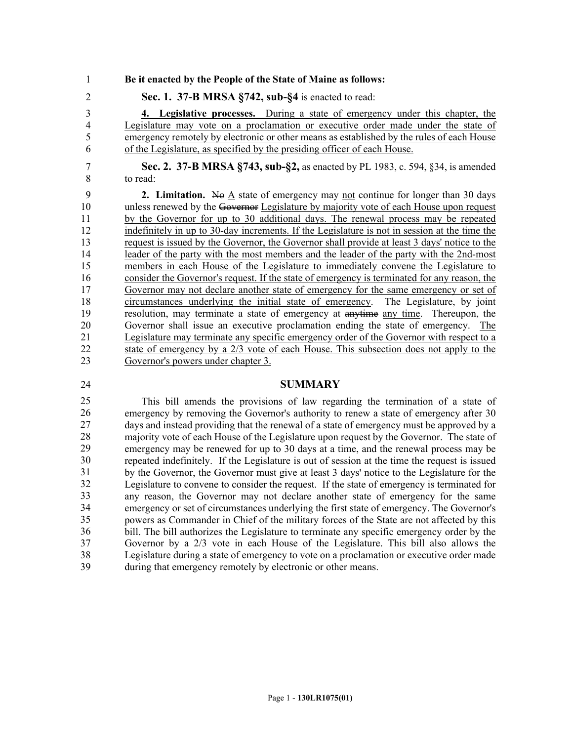**Be it enacted by the People of the State of Maine as follows:**

**Sec. 1. 37-B MRSA §742, sub-§4** is enacted to read:

**4. Legislative processes.** During a state of emergency under this chapter, the Legislature may vote on a proclamation or executive order made under the state of emergency remotely by electronic or other means as established by the rules of each House of the Legislature, as specified by the presiding officer of each House.

**Sec. 2. 37-B MRSA §743, sub-§2,** as enacted by PL 1983, c. 594, §34, is amended to read:

**2. Limitation.** ~~No~~ A state of emergency may not continue for longer than 30 days unless renewed by the ~~Governor~~ Legislature by majority vote of each House upon request by the Governor for up to 30 additional days. The renewal process may be repeated indefinitely in up to 30-day increments. If the Legislature is not in session at the time the request is issued by the Governor, the Governor shall provide at least 3 days' notice to the leader of the party with the most members and the leader of the party with the 2nd-most members in each House of the Legislature to immediately convene the Legislature to consider the Governor's request. If the state of emergency is terminated for any reason, the Governor may not declare another state of emergency for the same emergency or set of circumstances underlying the initial state of emergency. The Legislature, by joint resolution, may terminate a state of emergency at ~~anytime~~ any time. Thereupon, the Governor shall issue an executive proclamation ending the state of emergency. The Legislature may terminate any specific emergency order of the Governor with respect to a state of emergency by a 2/3 vote of each House. This subsection does not apply to the Governor's powers under chapter 3.

## SUMMARY

This bill amends the provisions of law regarding the termination of a state of emergency by removing the Governor's authority to renew a state of emergency after 30 days and instead providing that the renewal of a state of emergency must be approved by a majority vote of each House of the Legislature upon request by the Governor. The state of emergency may be renewed for up to 30 days at a time, and the renewal process may be repeated indefinitely. If the Legislature is out of session at the time the request is issued by the Governor, the Governor must give at least 3 days' notice to the Legislature for the Legislature to convene to consider the request. If the state of emergency is terminated for any reason, the Governor may not declare another state of emergency for the same emergency or set of circumstances underlying the first state of emergency. The Governor's powers as Commander in Chief of the military forces of the State are not affected by this bill. The bill authorizes the Legislature to terminate any specific emergency order by the Governor by a 2/3 vote in each House of the Legislature. This bill also allows the Legislature during a state of emergency to vote on a proclamation or executive order made during that emergency remotely by electronic or other means.